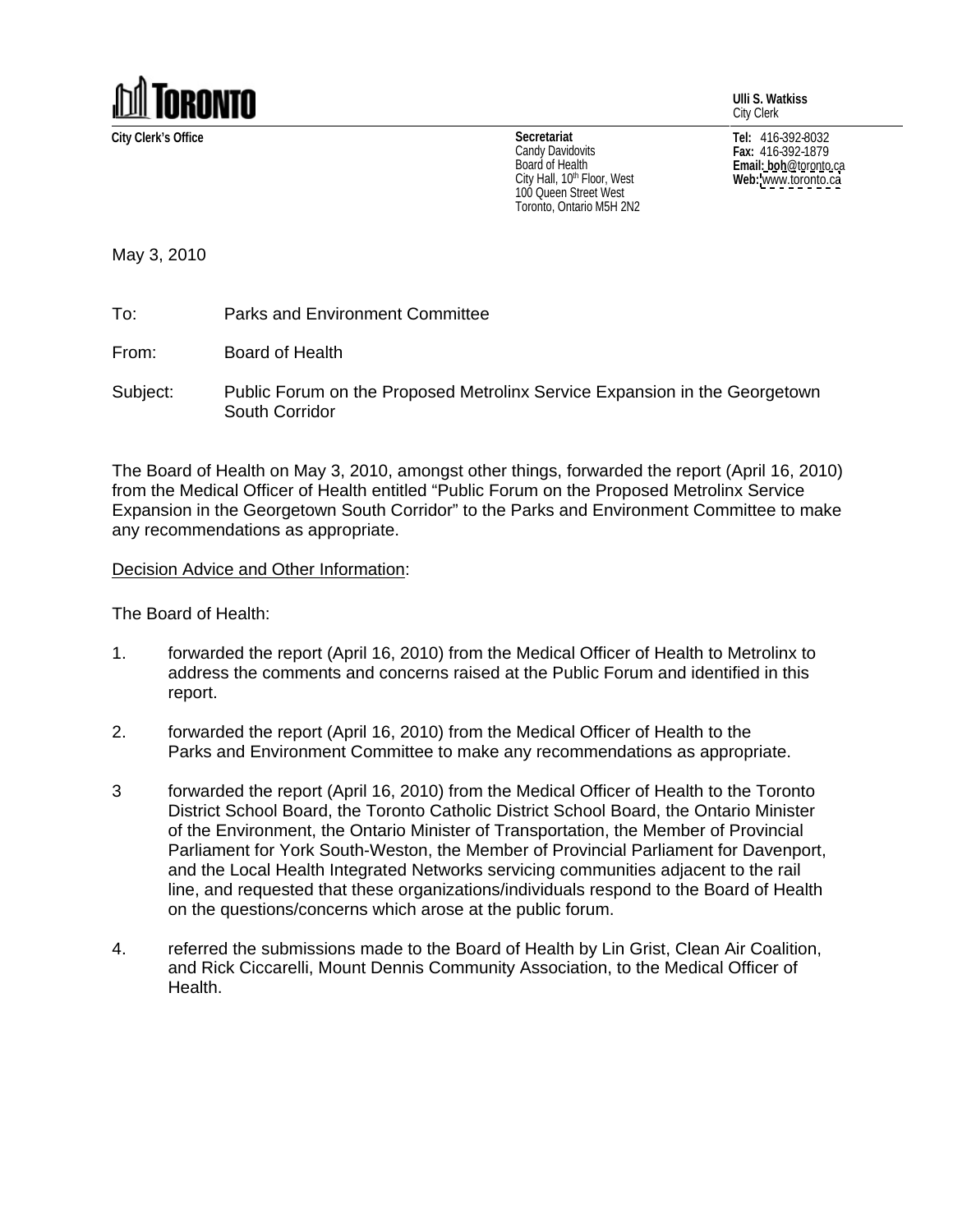**TORONTO**

**City Clerk's Office**

**Secretariat**
Candy Davidovits
Board of Health
City Hall, 10th Floor, West
100 Queen Street West
Toronto, Ontario M5H 2N2

**Ulli S. Watkiss**
City Clerk

**Tel:** 416-392-8032
**Fax:** 416-392-1879
**Email:** boh@toronto.ca
**Web:** www.toronto.ca

May 3, 2010

To: Parks and Environment Committee

From: Board of Health

Subject: Public Forum on the Proposed Metrolinx Service Expansion in the Georgetown South Corridor

The Board of Health on May 3, 2010, amongst other things, forwarded the report (April 16, 2010) from the Medical Officer of Health entitled "Public Forum on the Proposed Metrolinx Service Expansion in the Georgetown South Corridor" to the Parks and Environment Committee to make any recommendations as appropriate.

Decision Advice and Other Information:

The Board of Health:

1. forwarded the report (April 16, 2010) from the Medical Officer of Health to Metrolinx to address the comments and concerns raised at the Public Forum and identified in this report.

2. forwarded the report (April 16, 2010) from the Medical Officer of Health to the Parks and Environment Committee to make any recommendations as appropriate.

3 forwarded the report (April 16, 2010) from the Medical Officer of Health to the Toronto District School Board, the Toronto Catholic District School Board, the Ontario Minister of the Environment, the Ontario Minister of Transportation, the Member of Provincial Parliament for York South-Weston, the Member of Provincial Parliament for Davenport, and the Local Health Integrated Networks servicing communities adjacent to the rail line, and requested that these organizations/individuals respond to the Board of Health on the questions/concerns which arose at the public forum.

4. referred the submissions made to the Board of Health by Lin Grist, Clean Air Coalition, and Rick Ciccarelli, Mount Dennis Community Association, to the Medical Officer of Health.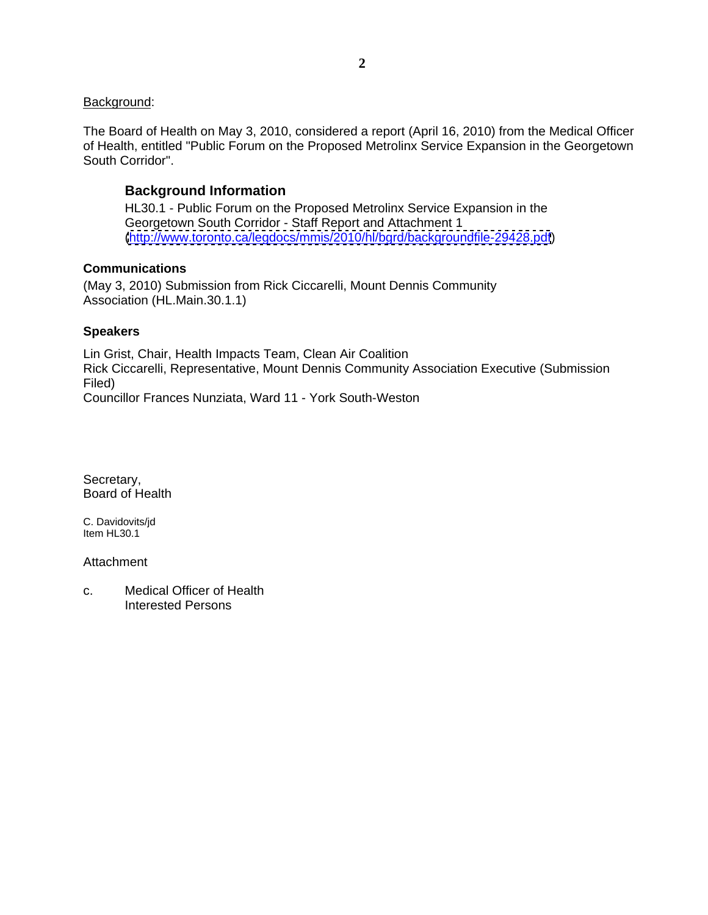Background:

The Board of Health on May 3, 2010, considered a report (April 16, 2010) from the Medical Officer of Health, entitled "Public Forum on the Proposed Metrolinx Service Expansion in the Georgetown South Corridor".

### Background Information

HL30.1 - Public Forum on the Proposed Metrolinx Service Expansion in the Georgetown South Corridor - Staff Report and Attachment 1 (http://www.toronto.ca/legdocs/mmis/2010/hl/bgrd/backgroundfile-29428.pdf)

**Communications**

(May 3, 2010) Submission from Rick Ciccarelli, Mount Dennis Community Association (HL.Main.30.1.1)

**Speakers**

Lin Grist, Chair, Health Impacts Team, Clean Air Coalition
Rick Ciccarelli, Representative, Mount Dennis Community Association Executive (Submission Filed)
Councillor Frances Nunziata, Ward 11 - York South-Weston

Secretary,
Board of Health

C. Davidovits/jd
Item HL30.1

Attachment

c. Medical Officer of Health
Interested Persons